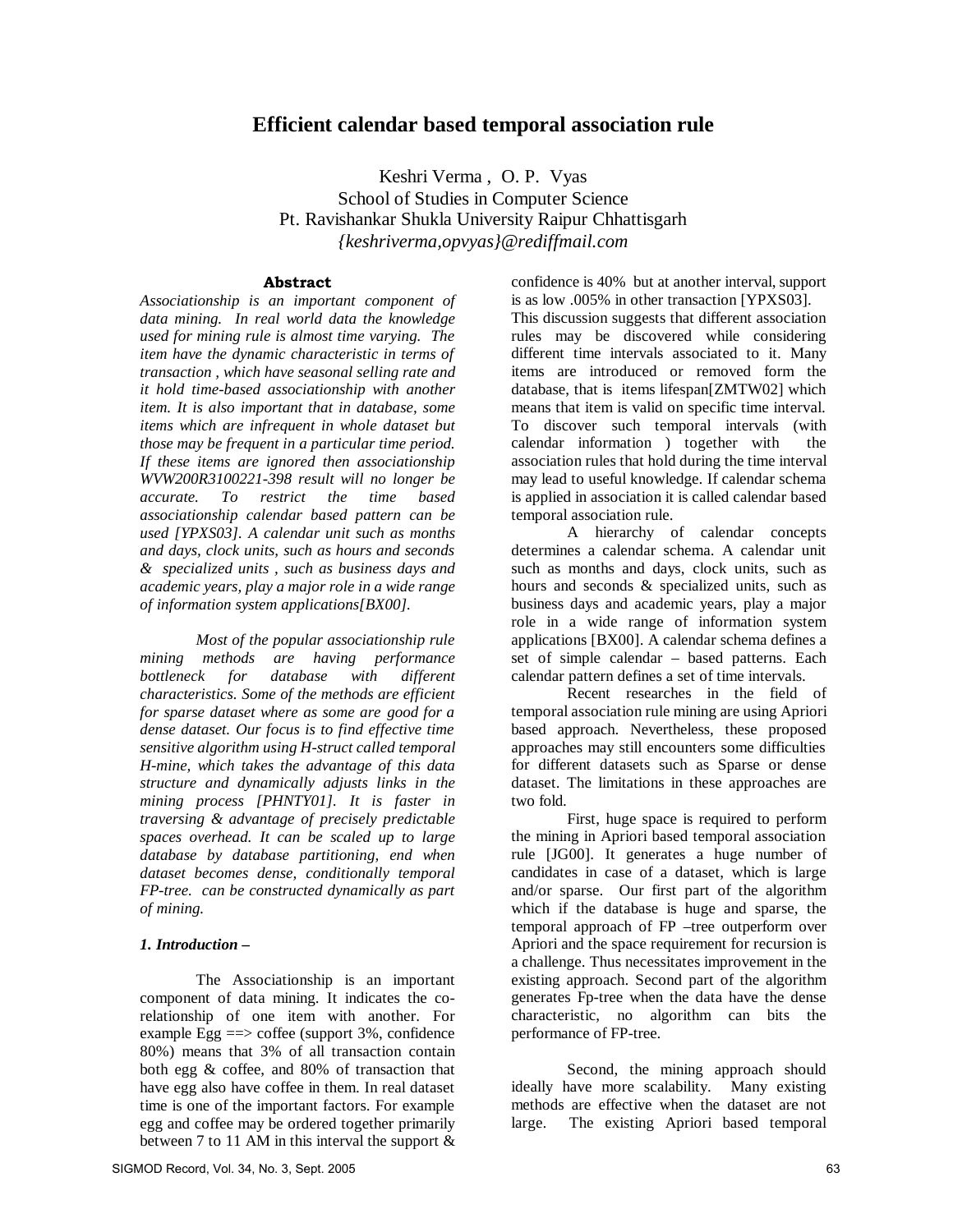# Efficient calendar based temporal association rule

Keshri Verma , O. P. Vyas
School of Studies in Computer Science
Pt. Ravishankar Shukla University Raipur Chhattisgarh
*{keshriverma,opvyas}@rediffmail.com*

## Abstract

*Associationship is an important component of data mining. In real world data the knowledge used for mining rule is almost time varying. The item have the dynamic characteristic in terms of transaction , which have seasonal selling rate and it hold time-based associationship with another item. It is also important that in database, some items which are infrequent in whole dataset but those may be frequent in a particular time period. If these items are ignored then associationship WVW200R3100221-398 result will no longer be accurate. To restrict the time based associationship calendar based pattern can be used [YPXS03]. A calendar unit such as months and days, clock units, such as hours and seconds & specialized units , such as business days and academic years, play a major role in a wide range of information system applications[BX00].*

*Most of the popular associationship rule mining methods are having performance bottleneck for database with different characteristics. Some of the methods are efficient for sparse dataset where as some are good for a dense dataset. Our focus is to find effective time sensitive algorithm using H-struct called temporal H-mine, which takes the advantage of this data structure and dynamically adjusts links in the mining process [PHNTY01]. It is faster in traversing & advantage of precisely predictable spaces overhead. It can be scaled up to large database by database partitioning, end when dataset becomes dense, conditionally temporal FP-tree. can be constructed dynamically as part of mining.*

### *1. Introduction –*

The Associationship is an important component of data mining. It indicates the co-relationship of one item with another. For example Egg ==> coffee (support 3%, confidence 80%) means that 3% of all transaction contain both egg & coffee, and 80% of transaction that have egg also have coffee in them. In real dataset time is one of the important factors. For example egg and coffee may be ordered together primarily between 7 to 11 AM in this interval the support & confidence is 40% but at another interval, support is as low .005% in other transaction [YPXS03]. This discussion suggests that different association rules may be discovered while considering different time intervals associated to it. Many items are introduced or removed form the database, that is items lifespan[ZMTW02] which means that item is valid on specific time interval. To discover such temporal intervals (with calendar information ) together with the association rules that hold during the time interval may lead to useful knowledge. If calendar schema is applied in association it is called calendar based temporal association rule.

A hierarchy of calendar concepts determines a calendar schema. A calendar unit such as months and days, clock units, such as hours and seconds & specialized units, such as business days and academic years, play a major role in a wide range of information system applications [BX00]. A calendar schema defines a set of simple calendar – based patterns. Each calendar pattern defines a set of time intervals.

Recent researches in the field of temporal association rule mining are using Apriori based approach. Nevertheless, these proposed approaches may still encounters some difficulties for different datasets such as Sparse or dense dataset. The limitations in these approaches are two fold.

First, huge space is required to perform the mining in Apriori based temporal association rule [JG00]. It generates a huge number of candidates in case of a dataset, which is large and/or sparse. Our first part of the algorithm which if the database is huge and sparse, the temporal approach of FP –tree outperform over Apriori and the space requirement for recursion is a challenge. Thus necessitates improvement in the existing approach. Second part of the algorithm generates Fp-tree when the data have the dense characteristic, no algorithm can bits the performance of FP-tree.

Second, the mining approach should ideally have more scalability. Many existing methods are effective when the dataset are not large. The existing Apriori based temporal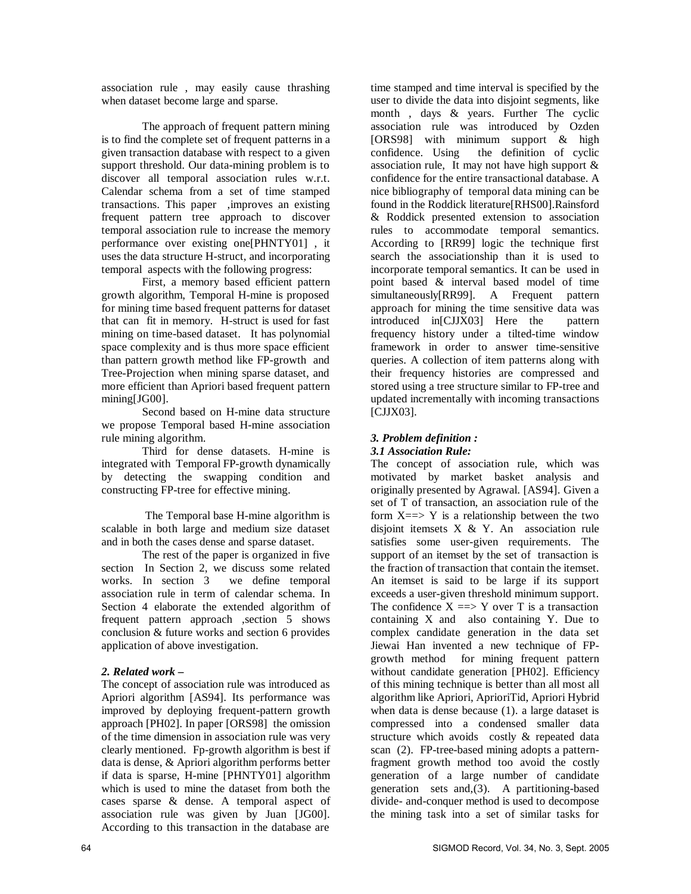association rule , may easily cause thrashing when dataset become large and sparse.

The approach of frequent pattern mining is to find the complete set of frequent patterns in a given transaction database with respect to a given support threshold. Our data-mining problem is to discover all temporal association rules w.r.t. Calendar schema from a set of time stamped transactions. This paper ,improves an existing frequent pattern tree approach to discover temporal association rule to increase the memory performance over existing one[PHNTY01] , it uses the data structure H-struct, and incorporating temporal aspects with the following progress:

First, a memory based efficient pattern growth algorithm, Temporal H-mine is proposed for mining time based frequent patterns for dataset that can fit in memory. H-struct is used for fast mining on time-based dataset. It has polynomial space complexity and is thus more space efficient than pattern growth method like FP-growth and Tree-Projection when mining sparse dataset, and more efficient than Apriori based frequent pattern mining[JG00].

Second based on H-mine data structure we propose Temporal based H-mine association rule mining algorithm.

Third for dense datasets. H-mine is integrated with Temporal FP-growth dynamically by detecting the swapping condition and constructing FP-tree for effective mining.

The Temporal base H-mine algorithm is scalable in both large and medium size dataset and in both the cases dense and sparse dataset.

The rest of the paper is organized in five section In Section 2, we discuss some related works. In section 3 we define temporal association rule in term of calendar schema. In Section 4 elaborate the extended algorithm of frequent pattern approach ,section 5 shows conclusion & future works and section 6 provides application of above investigation.

## *2. Related work –*

The concept of association rule was introduced as Apriori algorithm [AS94]. Its performance was improved by deploying frequent-pattern growth approach [PH02]. In paper [ORS98] the omission of the time dimension in association rule was very clearly mentioned. Fp-growth algorithm is best if data is dense, & Apriori algorithm performs better if data is sparse, H-mine [PHNTY01] algorithm which is used to mine the dataset from both the cases sparse & dense. A temporal aspect of association rule was given by Juan [JG00]. According to this transaction in the database are time stamped and time interval is specified by the user to divide the data into disjoint segments, like month , days & years. Further The cyclic association rule was introduced by Ozden [ORS98] with minimum support & high confidence. Using the definition of cyclic association rule, It may not have high support & confidence for the entire transactional database. A nice bibliography of temporal data mining can be found in the Roddick literature[RHS00].Rainsford & Roddick presented extension to association rules to accommodate temporal semantics. According to [RR99] logic the technique first search the associationship than it is used to incorporate temporal semantics. It can be used in point based & interval based model of time simultaneously[RR99]. A Frequent pattern approach for mining the time sensitive data was introduced in[CJJX03] Here the pattern frequency history under a tilted-time window framework in order to answer time-sensitive queries. A collection of item patterns along with their frequency histories are compressed and stored using a tree structure similar to FP-tree and updated incrementally with incoming transactions [CJJX03].

## *3. Problem definition :*

### *3.1 Association Rule:*

The concept of association rule, which was motivated by market basket analysis and originally presented by Agrawal. [AS94]. Given a set of T of transaction, an association rule of the form X==> Y is a relationship between the two disjoint itemsets X & Y. An association rule satisfies some user-given requirements. The support of an itemset by the set of transaction is the fraction of transaction that contain the itemset. An itemset is said to be large if its support exceeds a user-given threshold minimum support. The confidence X ==> Y over T is a transaction containing X and also containing Y. Due to complex candidate generation in the data set Jiewai Han invented a new technique of FP-growth method for mining frequent pattern without candidate generation [PH02]. Efficiency of this mining technique is better than all most all algorithm like Apriori, AprioriTid, Apriori Hybrid when data is dense because (1). a large dataset is compressed into a condensed smaller data structure which avoids costly & repeated data scan (2). FP-tree-based mining adopts a pattern-fragment growth method too avoid the costly generation of a large number of candidate generation sets and,(3). A partitioning-based divide- and-conquer method is used to decompose the mining task into a set of similar tasks for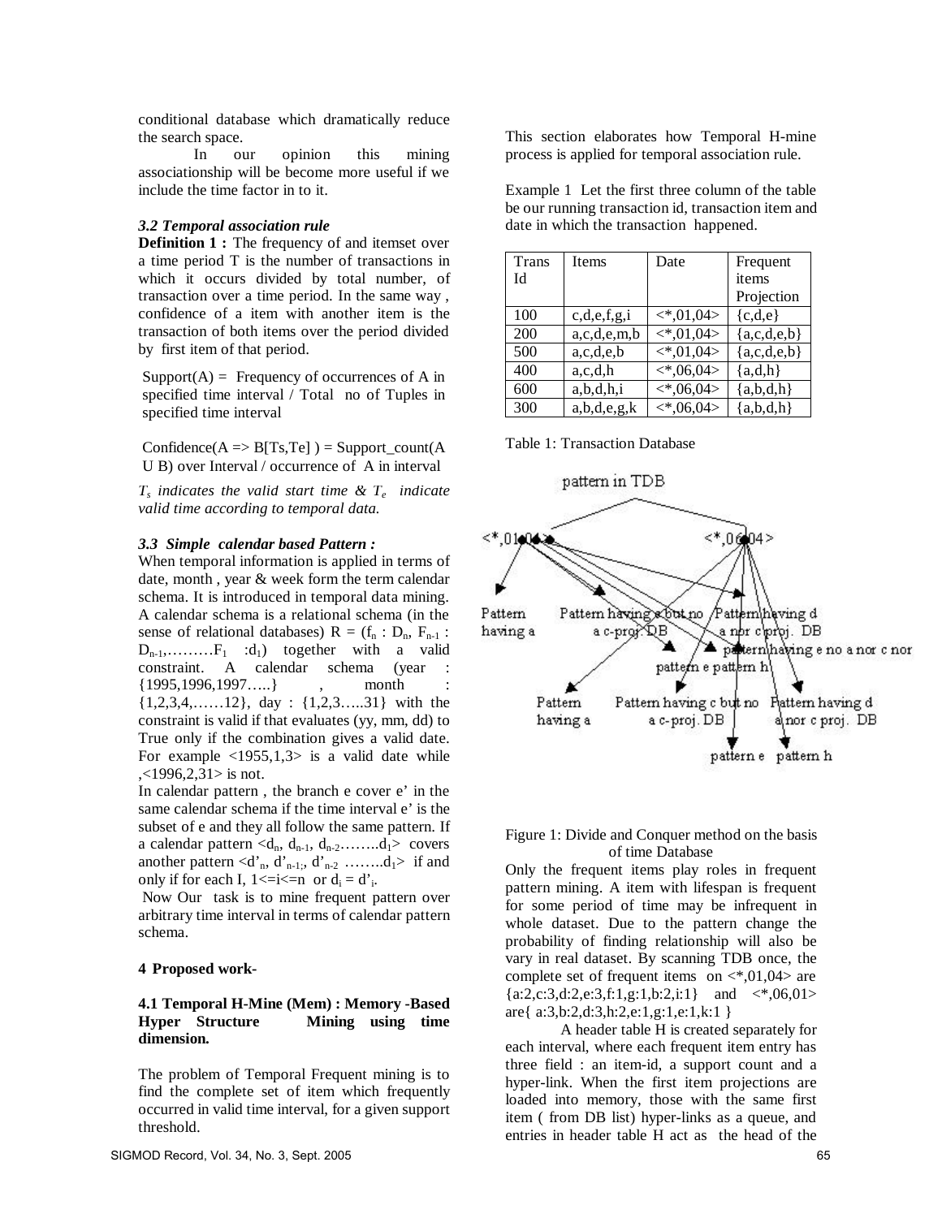conditional database which dramatically reduce the search space.

In our opinion this mining associationship will be become more useful if we include the time factor in to it.

### *3.2 Temporal association rule*

**Definition 1 :** The frequency of and itemset over a time period T is the number of transactions in which it occurs divided by total number, of transaction over a time period. In the same way , confidence of a item with another item is the transaction of both items over the period divided by first item of that period.

Support(A) = Frequency of occurrences of A in specified time interval / Total no of Tuples in specified time interval

Confidence(A => B[Ts,Te] ) = Support_count(A U B) over Interval / occurrence of A in interval

*$T_s$ indicates the valid start time & $T_e$ indicate valid time according to temporal data.*

### *3.3 Simple calendar based Pattern :*

When temporal information is applied in terms of date, month , year & week form the term calendar schema. It is introduced in temporal data mining. A calendar schema is a relational schema (in the sense of relational databases) $R = (f_n : D_n, F_{n-1} : D_{n-1}, \ldots\ldots\ldots F_1 : d_1)$ together with a valid constraint. A calendar schema (year : {1995,1996,1997…..} , month : {1,2,3,4,……12}, day : {1,2,3…..31} with the constraint is valid if that evaluates (yy, mm, dd) to True only if the combination gives a valid date. For example <1955,1,3> is a valid date while ,<1996,2,31> is not.

In calendar pattern , the branch e cover e' in the same calendar schema if the time interval e' is the subset of e and they all follow the same pattern. If a calendar pattern $<d_n, d_{n-1}, d_{n-2}\ldots\ldots.d_1>$ covers another pattern $<d'_n, d'_{n-1}, d'_{n-2} \ldots\ldots.d_1>$ if and only if for each I, $1<=i<=n$ or $d_i = d'_i$.

Now Our task is to mine frequent pattern over arbitrary time interval in terms of calendar pattern schema.

## 4 Proposed work-

### 4.1 Temporal H-Mine (Mem) : Memory -Based Hyper Structure Mining using time dimension.

The problem of Temporal Frequent mining is to find the complete set of item which frequently occurred in valid time interval, for a given support threshold.

This section elaborates how Temporal H-mine process is applied for temporal association rule.

Example 1 Let the first three column of the table be our running transaction id, transaction item and date in which the transaction happened.

| Trans Id | Items | Date | Frequent items Projection |
|---|---|---|---|
| 100 | c,d,e,f,g,i | <*,01,04> | {c,d,e} |
| 200 | a,c,d,e,m,b | <*,01,04> | {a,c,d,e,b} |
| 500 | a,c,d,e,b | <*,01,04> | {a,c,d,e,b} |
| 400 | a,c,d,h | <*,06,04> | {a,d,h} |
| 600 | a,b,d,h,i | <*,06,04> | {a,b,d,h} |
| 300 | a,b,d,e,g,k | <*,06,04> | {a,b,d,h} |

Table 1: Transaction Database

Figure 1: Divide and Conquer method on the basis of time Database

Only the frequent items play roles in frequent pattern mining. A item with lifespan is frequent for some period of time may be infrequent in whole dataset. Due to the pattern change the probability of finding relationship will also be vary in real dataset. By scanning TDB once, the complete set of frequent items on <*,01,04> are {a:2,c:3,d:2,e:3,f:1,g:1,b:2,i:1} and <*,06,01> are{ a:3,b:2,d:3,h:2,e:1,g:1,e:1,k:1 }

A header table H is created separately for each interval, where each frequent item entry has three field : an item-id, a support count and a hyper-link. When the first item projections are loaded into memory, those with the same first item ( from DB list) hyper-links as a queue, and entries in header table H act as the head of the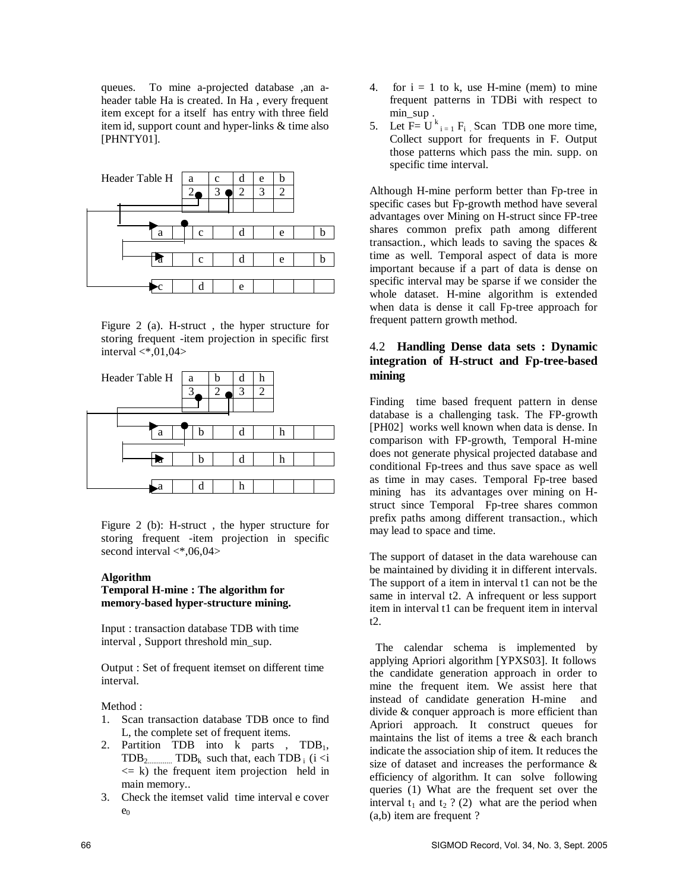queues. To mine a-projected database ,an a-header table Ha is created. In Ha , every frequent item except for a itself has entry with three field item id, support count and hyper-links & time also [PHNTY01].

| Header Table H | a | c | d | e | b |
|---|---|---|---|---|---|
| | 2 | 3 | 2 | 3 | 2 |

| a | | c | | d | | e | | b |
|---|---|---|---|---|---|---|---|---|
| a | | c | | d | | e | | b |
| c | | d | | e | | | | |

Figure 2 (a). H-struct , the hyper structure for storing frequent -item projection in specific first interval <*,01,04>

| Header Table H | a | b | d | h |
|---|---|---|---|---|
| | 3 | 2 | 3 | 2 |

| a | | b | | d | | h | | |
|---|---|---|---|---|---|---|---|---|
| a | | b | | d | | h | | |
| a | | d | | h | | | | |

Figure 2 (b): H-struct , the hyper structure for storing frequent -item projection in specific second interval <*,06,04>

**Algorithm**
**Temporal H-mine : The algorithm for memory-based hyper-structure mining.**

Input : transaction database TDB with time interval , Support threshold min_sup.

Output : Set of frequent itemset on different time interval.

Method :

1. Scan transaction database TDB once to find L, the complete set of frequent items.
2. Partition TDB into k parts , $TDB_1$, $TDB_2$............ $TDB_k$ such that, each $TDB_i$ ($i < i \le k$) the frequent item projection held in main memory..
3. Check the itemset valid time interval e cover $e_0$
4. for i = 1 to k, use H-mine (mem) to mine frequent patterns in TDBi with respect to min_sup .
5. Let $F= \cup^{k}_{i=1} F_i$ . Scan TDB one more time, Collect support for frequents in F. Output those patterns which pass the min. supp. on specific time interval.

Although H-mine perform better than Fp-tree in specific cases but Fp-growth method have several advantages over Mining on H-struct since FP-tree shares common prefix path among different transaction., which leads to saving the spaces & time as well. Temporal aspect of data is more important because if a part of data is dense on specific interval may be sparse if we consider the whole dataset. H-mine algorithm is extended when data is dense it call Fp-tree approach for frequent pattern growth method.

## 4.2 Handling Dense data sets : Dynamic integration of H-struct and Fp-tree-based mining

Finding time based frequent pattern in dense database is a challenging task. The FP-growth [PH02] works well known when data is dense. In comparison with FP-growth, Temporal H-mine does not generate physical projected database and conditional Fp-trees and thus save space as well as time in may cases. Temporal Fp-tree based mining has its advantages over mining on H-struct since Temporal Fp-tree shares common prefix paths among different transaction., which may lead to space and time.

The support of dataset in the data warehouse can be maintained by dividing it in different intervals. The support of a item in interval t1 can not be the same in interval t2. A infrequent or less support item in interval t1 can be frequent item in interval t2.

The calendar schema is implemented by applying Apriori algorithm [YPXS03]. It follows the candidate generation approach in order to mine the frequent item. We assist here that instead of candidate generation H-mine and divide & conquer approach is more efficient than Apriori approach. It construct queues for maintains the list of items a tree & each branch indicate the association ship of item. It reduces the size of dataset and increases the performance & efficiency of algorithm. It can solve following queries (1) What are the frequent set over the interval $t_1$ and $t_2$ ? (2) what are the period when (a,b) item are frequent ?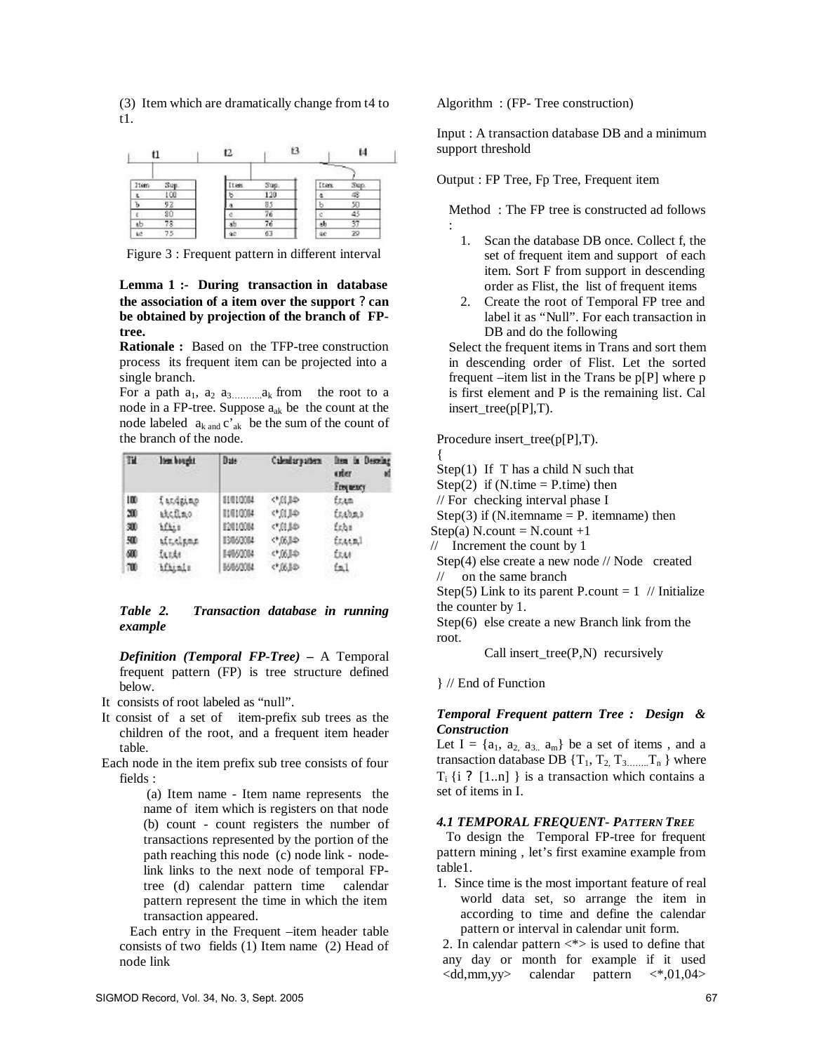(3) Item which are dramatically change from t4 to t1.

| t1 | | t2 | | t3 | t4 | |
|---|---|---|---|---|---|---|
| Item | Sup. | Item | Sup. | | Item | Sup. |
| a | 100 | b | 120 | | a | 48 |
| b | 92 | a | 85 | | b | 50 |
| c | 80 | c | 76 | | c | 45 |
| ab | 78 | ab | 76 | | ab | 37 |
| ac | 75 | ac | 63 | | ac | 29 |

Figure 3 : Frequent pattern in different interval

**Lemma 1 :- During transaction in database the association of a item over the support ? can be obtained by projection of the branch of FP-tree.**

**Rationale :** Based on the TFP-tree construction process its frequent item can be projected into a single branch.

For a path $a_1$, $a_2$ $a_{3\ldots\ldots\ldots}a_k$ from the root to a node in a FP-tree. Suppose $a_{ak}$ be the count at the node labeled $a_{k\ and}$ $c'_{ak}$ be the sum of the count of the branch of the node.

| Tid | Item bought | Date | Calendar pattern | Item in Descending order of Frequency |
|---|---|---|---|---|
| 100 | f,a,c,d,g,i,m,p | 01/01/2004 | <*,01,04> | f,c,a,m |
| 200 | a,b,c,f,l,m,o | 01/01/2004 | <*,01,04> | f,c,a,b,m,o |
| 300 | b,f,h,j,o | 02/01/2004 | <*,01,04> | f,c,b,o |
| 500 | a,f,c,e,l,p,m,n | 13/06/2004 | <*,06,04> | f,c,a,e,m,l |
| 600 | f,a,c,d,e | 14/06/2004 | <*,06,04> | f,c,a,e |
| 700 | b,f,h,j,m,l,o | 16/06/2004 | <*,06,04> | f,m,l |

***Table 2. Transaction database in running example***

***Definition (Temporal FP-Tree) –*** A Temporal frequent pattern (FP) is tree structure defined below.

It consists of root labeled as "null".

It consist of a set of item-prefix sub trees as the children of the root, and a frequent item header table.

Each node in the item prefix sub tree consists of four fields :

(a) Item name - Item name represents the name of item which is registers on that node (b) count - count registers the number of transactions represented by the portion of the path reaching this node (c) node link - node-link links to the next node of temporal FP-tree (d) calendar pattern time calendar pattern represent the time in which the item transaction appeared.

Each entry in the Frequent –item header table consists of two fields (1) Item name (2) Head of node link

Algorithm : (FP- Tree construction)

Input : A transaction database DB and a minimum support threshold

Output : FP Tree, Fp Tree, Frequent item

Method : The FP tree is constructed ad follows :

1. Scan the database DB once. Collect f, the set of frequent item and support of each item. Sort F from support in descending order as Flist, the list of frequent items
2. Create the root of Temporal FP tree and label it as "Null". For each transaction in DB and do the following

Select the frequent items in Trans and sort them in descending order of Flist. Let the sorted frequent –item list in the Trans be p[P] where p is first element and P is the remaining list. Cal insert_tree(p[P],T).

```
Procedure insert_tree(p[P],T).
{
Step(1) If T has a child N such that
Step(2) if (N.time = P.time) then
// For checking interval phase I
Step(3) if (N.itemname = P. itemname) then
Step(a) N.count = N.count +1
// Increment the count by 1
Step(4) else create a new node // Node created
// on the same branch
Step(5) Link to its parent P.count = 1 // Initialize
the counter by 1.
Step(6) else create a new Branch link from the
root.
        Call insert_tree(P,N) recursively

} // End of Function
```

***Temporal Frequent pattern Tree : Design & Construction***

Let I = {$a_1$, $a_2$, $a_{3..}$ $a_m$} be a set of items , and a transaction database DB {$T_1$, $T_2$, $T_{3\ldots\ldots\ldots}T_n$ } where $T_i$ {i ? [1..n] } is a transaction which contains a set of items in I.

### *4.1 TEMPORAL FREQUENT- PATTERN TREE*

To design the Temporal FP-tree for frequent pattern mining , let's first examine example from table1.

1. Since time is the most important feature of real world data set, so arrange the item in according to time and define the calendar pattern or interval in calendar unit form.
2. In calendar pattern <*> is used to define that any day or month for example if it used <dd,mm,yy> calendar pattern <*,01,04>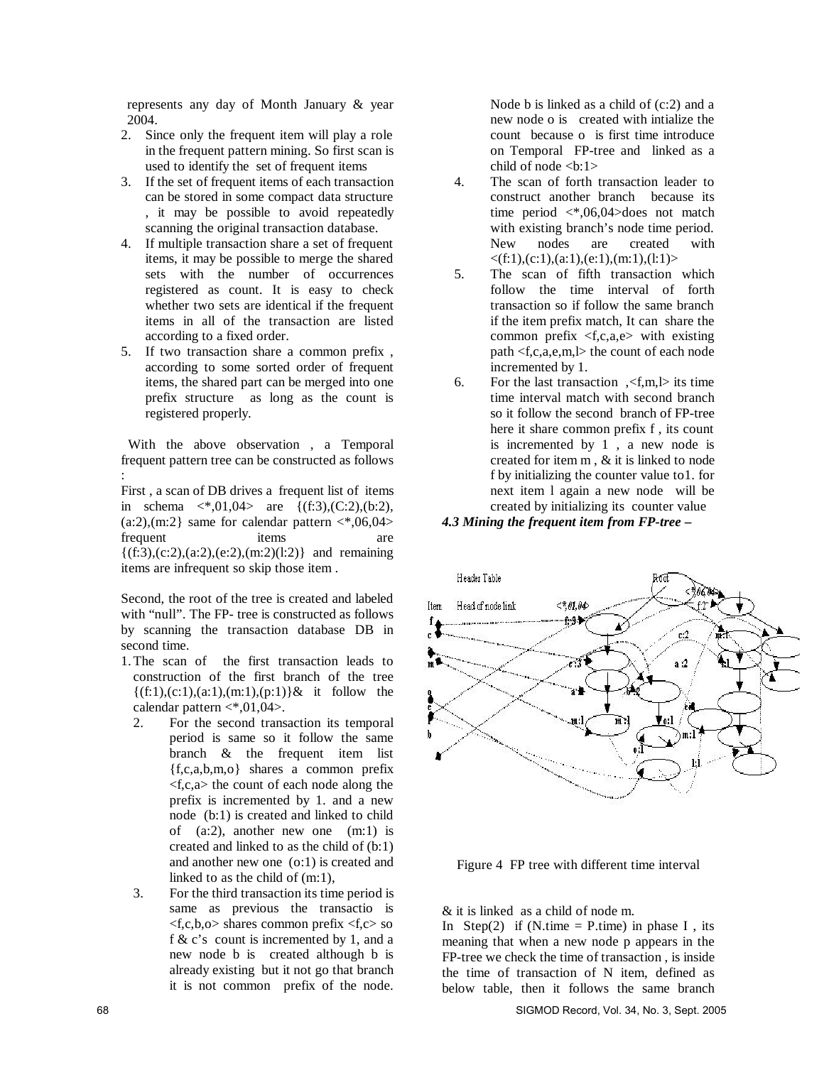represents any day of Month January & year 2004.

2. Since only the frequent item will play a role in the frequent pattern mining. So first scan is used to identify the set of frequent items
3. If the set of frequent items of each transaction can be stored in some compact data structure , it may be possible to avoid repeatedly scanning the original transaction database.
4. If multiple transaction share a set of frequent items, it may be possible to merge the shared sets with the number of occurrences registered as count. It is easy to check whether two sets are identical if the frequent items in all of the transaction are listed according to a fixed order.
5. If two transaction share a common prefix , according to some sorted order of frequent items, the shared part can be merged into one prefix structure as long as the count is registered properly.

With the above observation , a Temporal frequent pattern tree can be constructed as follows :

First , a scan of DB drives a frequent list of items in schema <*,01,04> are {(f:3),(C:2),(b:2),(a:2),(m:2} same for calendar pattern <*,06,04> frequent items are {(f:3),(c:2),(a:2),(e:2),(m:2)(l:2)} and remaining items are infrequent so skip those item .

Second, the root of the tree is created and labeled with "null". The FP- tree is constructed as follows by scanning the transaction database DB in second time.

1. The scan of the first transaction leads to construction of the first branch of the tree {(f:1),(c:1),(a:1),(m:1),(p:1)}& it follow the calendar pattern <*,01,04>.
2. For the second transaction its temporal period is same so it follow the same branch & the frequent item list {f,c,a,b,m,o} shares a common prefix <f,c,a> the count of each node along the prefix is incremented by 1. and a new node (b:1) is created and linked to child of (a:2), another new one (m:1) is created and linked to as the child of (b:1) and another new one (o:1) is created and linked to as the child of (m:1),
3. For the third transaction its time period is same as previous the transactio is <f,c,b,o> shares common prefix <f,c> so f & c's count is incremented by 1, and a new node b is created although b is already existing but it not go that branch it is not common prefix of the node. Node b is linked as a child of (c:2) and a new node o is created with intialize the count because o is first time introduce on Temporal FP-tree and linked as a child of node <b:1>
4. The scan of forth transaction leader to construct another branch because its time period <*,06,04>does not match with existing branch's node time period. New nodes are created with <(f:1),(c:1),(a:1),(e:1),(m:1),(l:1)>
5. The scan of fifth transaction which follow the time interval of forth transaction so if follow the same branch if the item prefix match, It can share the common prefix <f,c,a,e> with existing path <f,c,a,e,m,l> the count of each node incremented by 1.
6. For the last transaction ,<f,m,l> its time time interval match with second branch so it follow the second branch of FP-tree here it share common prefix f , its count is incremented by 1 , a new node is created for item m , & it is linked to node f by initializing the counter value to1. for next item l again a new node will be created by initializing its counter value & it is linked as a child of node m.

***4.3 Mining the frequent item from FP-tree –***

Figure 4 FP tree with different time interval

In Step(2) if (N.time = P.time) in phase I , its meaning that when a new node p appears in the FP-tree we check the time of transaction , is inside the time of transaction of N item, defined as below table, then it follows the same branch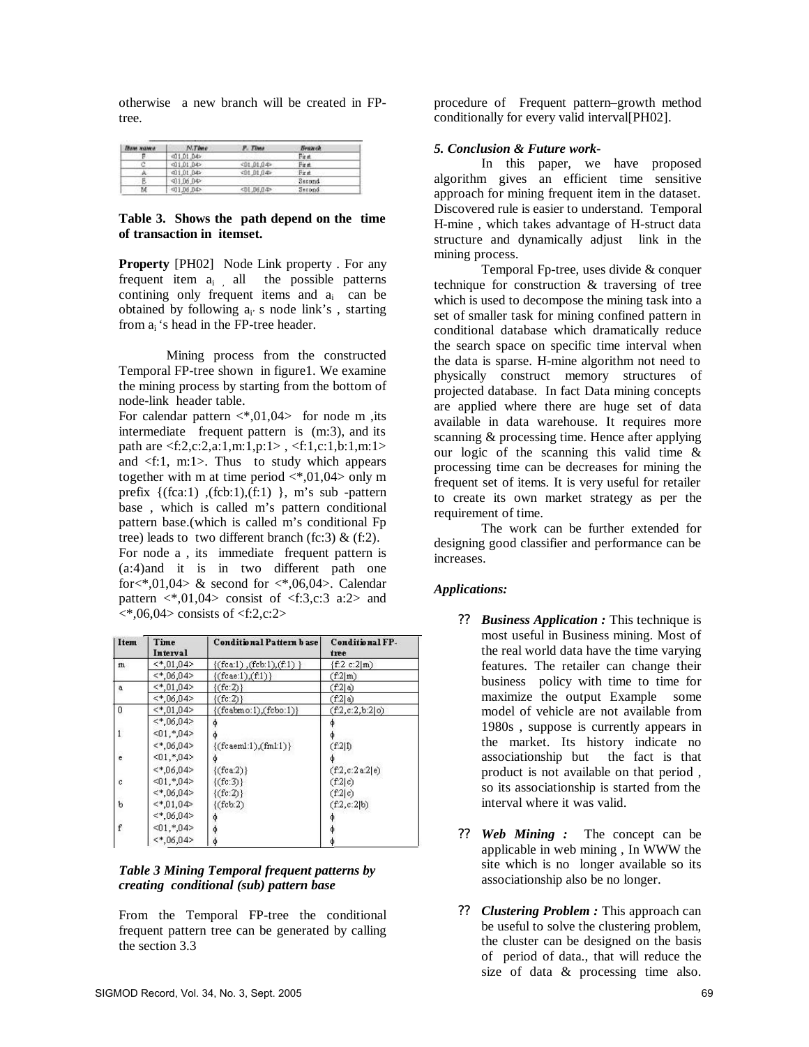otherwise a new branch will be created in FP-tree.

| Item name | N.Time | P. Time | Branch |
|---|---|---|---|
| F | <01,01,04> | | First |
| C | <01,01,04> | <01,01,04> | First |
| A | <01,01,04> | <01,01,04> | First |
| E | <01,06,04> | | Second |
| M | <01,06,04> | <01,06,04> | Second |

**Table 3. Shows the path depend on the time of transaction in itemset.**

**Property** [PH02] Node Link property . For any frequent item $a_i$ , all the possible patterns contining only frequent items and $a_i$ can be obtained by following $a_i$' s node link's , starting from $a_i$ 's head in the FP-tree header.

Mining process from the constructed Temporal FP-tree shown in figure1. We examine the mining process by starting from the bottom of node-link header table.

For calendar pattern <*,01,04> for node m ,its intermediate frequent pattern is (m:3), and its path are <f:2,c:2,a:1,m:1,p:1> , <f:1,c:1,b:1,m:1> and <f:1, m:1>. Thus to study which appears together with m at time period <*,01,04> only m prefix {(fca:1) ,(fcb:1),(f:1) }, m's sub -pattern base , which is called m's pattern conditional pattern base.(which is called m's conditional Fp tree) leads to two different branch (fc:3) & (f:2).

For node a , its immediate frequent pattern is (a:4)and it is in two different path one for<*,01,04> & second for <*,06,04>. Calendar pattern <*,01,04> consist of <f:3,c:3 a:2> and <*,06,04> consists of <f:2,c:2>

| Item | Time Interval | Conditional Pattern base | Conditional FP-tree |
|---|---|---|---|
| m | <*,01,04> | {(fca:1) ,(fcb:1),(f:1) } | {f:2 c:2\|m) |
| | <*,06,04> | {(fcae:1),(f:1)} | (f:2\|m) |
| a | <*,01,04> | {(fc:2)} | (f:2\|a) |
| | <*,06,04> | {(fc:2)} | (f:2\|a) |
| 0 | <*,01,04> | {(fcabmo:1),(fcbo:1)} | (f:2,c:2,b:2\|o) |
| | <*,06,04> | ϕ | ϕ |
| 1 | <01,*,04> | ϕ | ϕ |
| | <*,06,04> | {(fcaeml:1),(fml:1)} | (f:2\|l) |
| e | <01,*,04> | ϕ | ϕ |
| | <*,06,04> | {(fca:2)} | (f:2,c:2 a:2\|e) |
| c | <01,*,04> | {(fc:3)} | (f:2\|c) |
| | <*,06,04> | {(fc:2)} | (f:2\|c) |
| b | <*,01,04> | {(fcb:2) | (f:2,c:2\|b) |
| | <*,06,04> | ϕ | ϕ |
| f | <01,*,04> | ϕ | ϕ |
| | <*,06,04> | ϕ | ϕ |

***Table 3 Mining Temporal frequent patterns by creating conditional (sub) pattern base***

From the Temporal FP-tree the conditional frequent pattern tree can be generated by calling the section 3.3 procedure of Frequent pattern–growth method conditionally for every valid interval[PH02].

### *5. Conclusion & Future work-*

In this paper, we have proposed algorithm gives an efficient time sensitive approach for mining frequent item in the dataset. Discovered rule is easier to understand. Temporal H-mine , which takes advantage of H-struct data structure and dynamically adjust link in the mining process.

Temporal Fp-tree, uses divide & conquer technique for construction & traversing of tree which is used to decompose the mining task into a set of smaller task for mining confined pattern in conditional database which dramatically reduce the search space on specific time interval when the data is sparse. H-mine algorithm not need to physically construct memory structures of projected database. In fact Data mining concepts are applied where there are huge set of data available in data warehouse. It requires more scanning & processing time. Hence after applying our logic of the scanning this valid time & processing time can be decreases for mining the frequent set of items. It is very useful for retailer to create its own market strategy as per the requirement of time.

The work can be further extended for designing good classifier and performance can be increases.

#### *Applications:*

- ***Business Application :*** This technique is most useful in Business mining. Most of the real world data have the time varying features. The retailer can change their business policy with time to time for maximize the output Example some model of vehicle are not available from 1980s , suppose is currently appears in the market. Its history indicate no associationship but the fact is that product is not available on that period , so its associationship is started from the interval where it was valid.

- ***Web Mining :*** The concept can be applicable in web mining , In WWW the site which is no longer available so its associationship also be no longer.

- ***Clustering Problem :*** This approach can be useful to solve the clustering problem, the cluster can be designed on the basis of period of data., that will reduce the size of data & processing time also.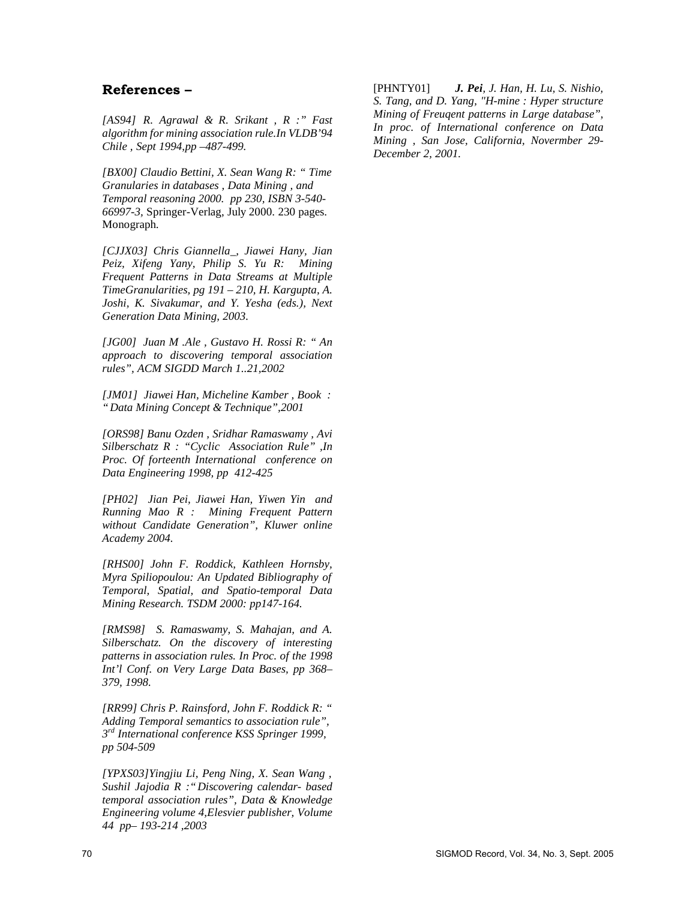## References –

*[AS94] R. Agrawal & R. Srikant , R :" Fast algorithm for mining association rule.In VLDB'94 Chile , Sept 1994,pp –487-499.*

*[BX00] Claudio Bettini, X. Sean Wang R: " Time Granularies in databases , Data Mining , and Temporal reasoning 2000. pp 230, ISBN 3-540-66997-3,* Springer-Verlag, July 2000. 230 pages. Monograph.

*[CJJX03] Chris Giannella_, Jiawei Hany, Jian Peiz, Xifeng Yany, Philip S. Yu R: Mining Frequent Patterns in Data Streams at Multiple TimeGranularities, pg 191 – 210, H. Kargupta, A. Joshi, K. Sivakumar, and Y. Yesha (eds.), Next Generation Data Mining, 2003.*

*[JG00] Juan M .Ale , Gustavo H. Rossi R: " An approach to discovering temporal association rules", ACM SIGDD March 1..21,2002*

*[JM01] Jiawei Han, Micheline Kamber , Book : " Data Mining Concept & Technique",2001*

*[ORS98] Banu Ozden , Sridhar Ramaswamy , Avi Silberschatz R : "Cyclic Association Rule" ,In Proc. Of forteenth International conference on Data Engineering 1998, pp 412-425*

*[PH02] Jian Pei, Jiawei Han, Yiwen Yin and Running Mao R : Mining Frequent Pattern without Candidate Generation", Kluwer online Academy 2004.*

*[RHS00] John F. Roddick, Kathleen Hornsby, Myra Spiliopoulou: An Updated Bibliography of Temporal, Spatial, and Spatio-temporal Data Mining Research. TSDM 2000: pp147-164.*

*[RMS98] S. Ramaswamy, S. Mahajan, and A. Silberschatz. On the discovery of interesting patterns in association rules. In Proc. of the 1998 Int'l Conf. on Very Large Data Bases, pp 368–379, 1998.*

*[RR99] Chris P. Rainsford, John F. Roddick R: " Adding Temporal semantics to association rule", 3rd International conference KSS Springer 1999, pp 504-509*

*[YPXS03]Yingjiu Li, Peng Ning, X. Sean Wang , Sushil Jajodia R :" Discovering calendar- based temporal association rules", Data & Knowledge Engineering volume 4,Elesvier publisher, Volume 44 pp– 193-214 ,2003*

[PHNTY01] ***J. Pei****, J. Han, H. Lu, S. Nishio, S. Tang, and D. Yang, "H-mine : Hyper structure Mining of Freuqent patterns in Large database", In proc. of International conference on Data Mining , San Jose, California, Novermber 29-December 2, 2001.*